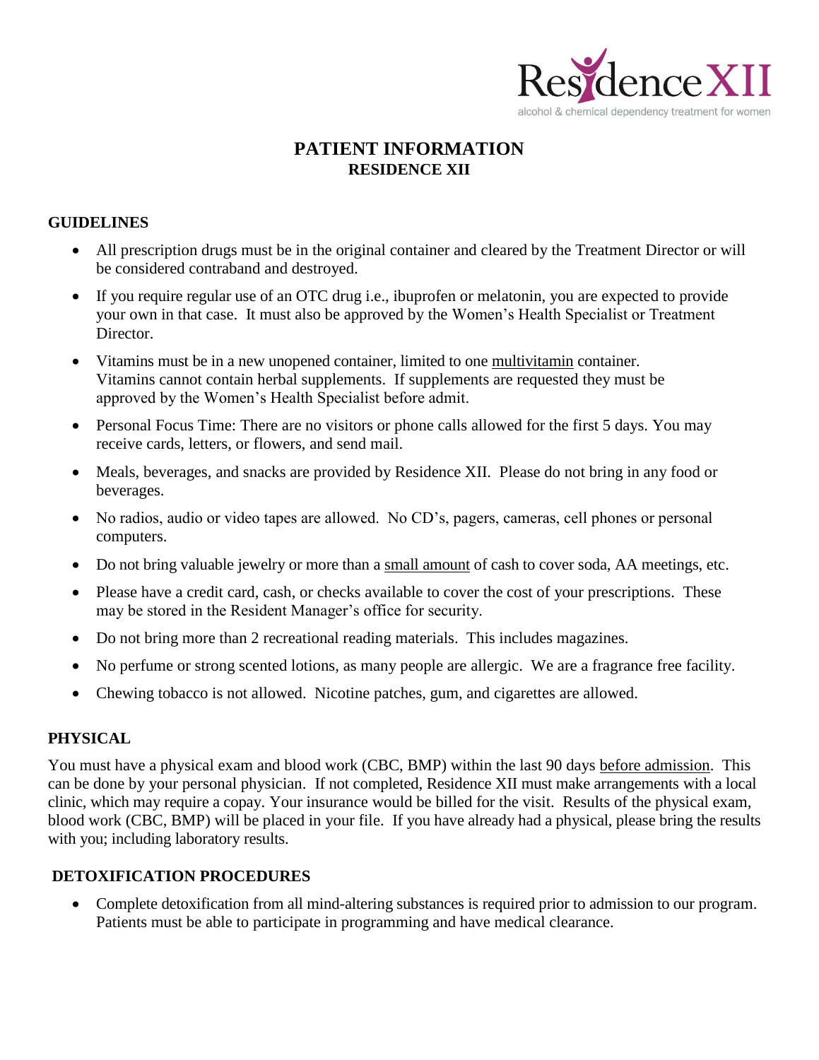Residence XII

alcohol & chemical dependency treatment for women

# PATIENT INFORMATION

## RESIDENCE XII

### GUIDELINES

- All prescription drugs must be in the original container and cleared by the Treatment Director or will be considered contraband and destroyed.
- If you require regular use of an OTC drug i.e., ibuprofen or melatonin, you are expected to provide your own in that case. It must also be approved by the Women's Health Specialist or Treatment Director.
- Vitamins must be in a new unopened container, limited to one multivitamin container. Vitamins cannot contain herbal supplements. If supplements are requested they must be approved by the Women's Health Specialist before admit.
- Personal Focus Time: There are no visitors or phone calls allowed for the first 5 days. You may receive cards, letters, or flowers, and send mail.
- Meals, beverages, and snacks are provided by Residence XII. Please do not bring in any food or beverages.
- No radios, audio or video tapes are allowed. No CD's, pagers, cameras, cell phones or personal computers.
- Do not bring valuable jewelry or more than a small amount of cash to cover soda, AA meetings, etc.
- Please have a credit card, cash, or checks available to cover the cost of your prescriptions. These may be stored in the Resident Manager's office for security.
- Do not bring more than 2 recreational reading materials. This includes magazines.
- No perfume or strong scented lotions, as many people are allergic. We are a fragrance free facility.
- Chewing tobacco is not allowed. Nicotine patches, gum, and cigarettes are allowed.

### PHYSICAL

You must have a physical exam and blood work (CBC, BMP) within the last 90 days before admission. This can be done by your personal physician. If not completed, Residence XII must make arrangements with a local clinic, which may require a copay. Your insurance would be billed for the visit. Results of the physical exam, blood work (CBC, BMP) will be placed in your file. If you have already had a physical, please bring the results with you; including laboratory results.

### DETOXIFICATION PROCEDURES

- Complete detoxification from all mind-altering substances is required prior to admission to our program. Patients must be able to participate in programming and have medical clearance.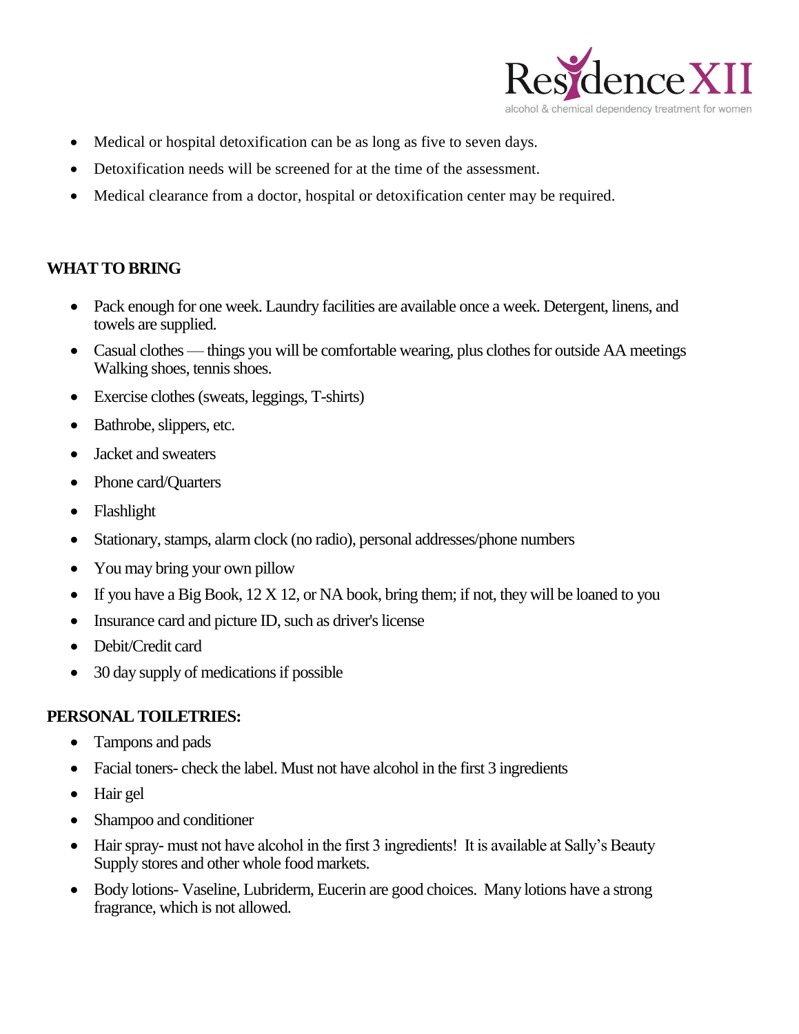- Medical or hospital detoxification can be as long as five to seven days.
- Detoxification needs will be screened for at the time of the assessment.
- Medical clearance from a doctor, hospital or detoxification center may be required.

**WHAT TO BRING**

- Pack enough for one week. Laundry facilities are available once a week. Detergent, linens, and towels are supplied.
- Casual clothes — things you will be comfortable wearing, plus clothes for outside AA meetings Walking shoes, tennis shoes.
- Exercise clothes (sweats, leggings, T-shirts)
- Bathrobe, slippers, etc.
- Jacket and sweaters
- Phone card/Quarters
- Flashlight
- Stationary, stamps, alarm clock (no radio), personal addresses/phone numbers
- You may bring your own pillow
- If you have a Big Book, 12 X 12, or NA book, bring them; if not, they will be loaned to you
- Insurance card and picture ID, such as driver's license
- Debit/Credit card
- 30 day supply of medications if possible

**PERSONAL TOILETRIES:**

- Tampons and pads
- Facial toners- check the label. Must not have alcohol in the first 3 ingredients
- Hair gel
- Shampoo and conditioner
- Hair spray- must not have alcohol in the first 3 ingredients! It is available at Sally's Beauty Supply stores and other whole food markets.
- Body lotions- Vaseline, Lubriderm, Eucerin are good choices. Many lotions have a strong fragrance, which is not allowed.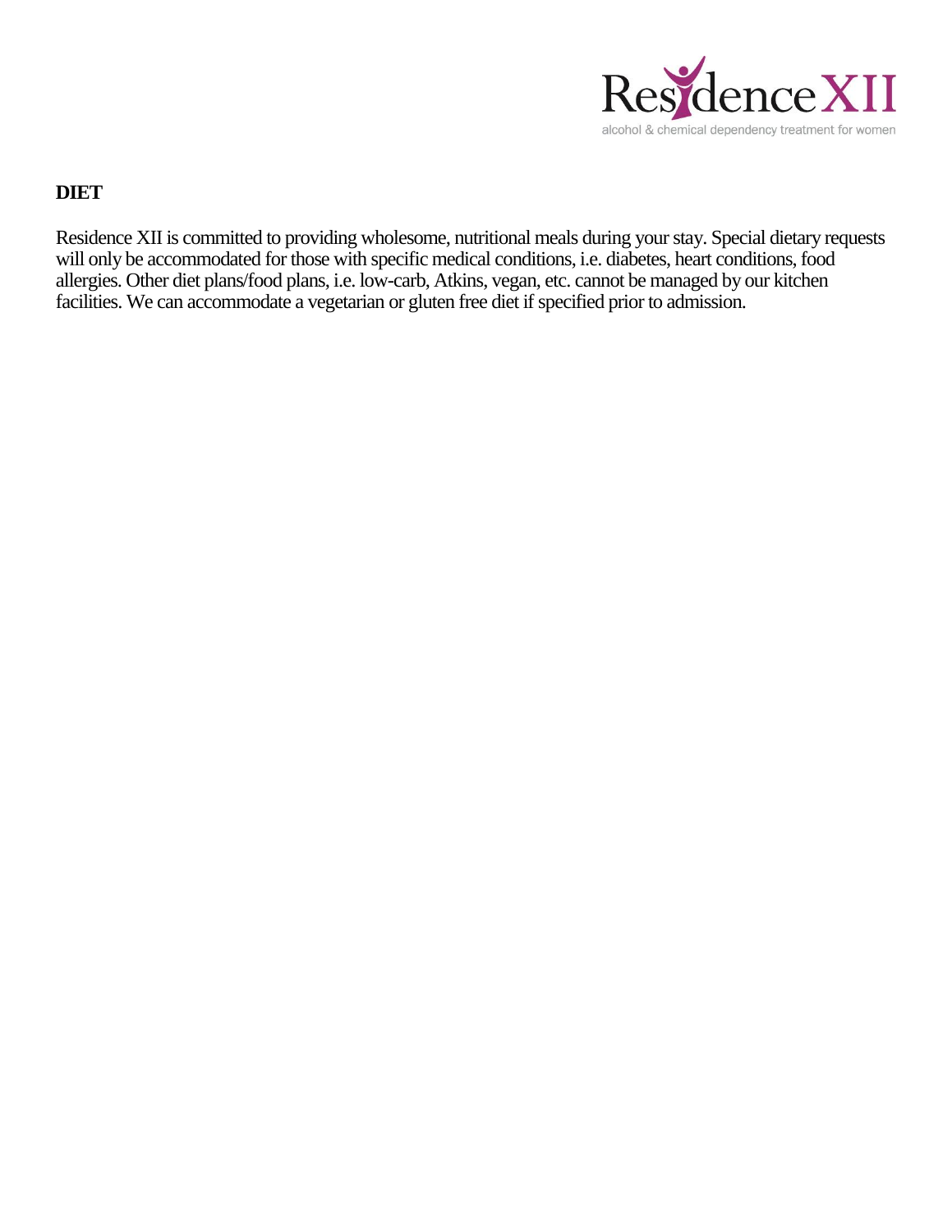**DIET**

Residence XII is committed to providing wholesome, nutritional meals during your stay. Special dietary requests will only be accommodated for those with specific medical conditions, i.e. diabetes, heart conditions, food allergies. Other diet plans/food plans, i.e. low-carb, Atkins, vegan, etc. cannot be managed by our kitchen facilities. We can accommodate a vegetarian or gluten free diet if specified prior to admission.